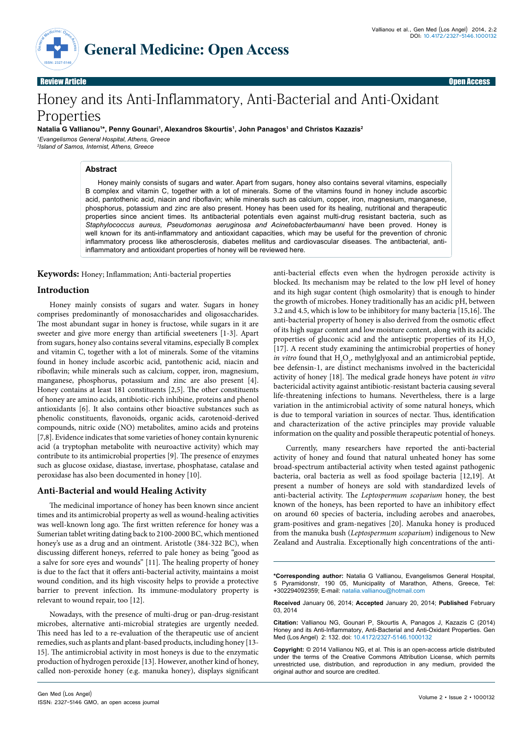**General Medicine: Open Access**

Review Article — Open Access

# Honey and its Anti-Inflammatory, Anti-Bacterial and Anti-Oxidant Properties

**Natalia G Vallianou[1]\*, Penny Gounari[1], Alexandros Skourtis[1], John Panagos[1] and Christos Kazazis[2]**

*[1]Evangelismos General Hospital, Athens, Greece*
*[2]Island of Samos, Internist, Athens, Greece*

## Abstract

Honey mainly consists of sugars and water. Apart from sugars, honey also contains several vitamins, especially B complex and vitamin C, together with a lot of minerals. Some of the vitamins found in honey include ascorbic acid, pantothenic acid, niacin and riboflavin; while minerals such as calcium, copper, iron, magnesium, manganese, phosphorus, potassium and zinc are also present. Honey has been used for its healing, nutritional and therapeutic properties since ancient times. Its antibacterial potentials even against multi-drug resistant bacteria, such as *Staphylococcus aureus, Pseudomonas aeruginosa and Acinetobacterbaumanni* have been proved. Honey is well known for its anti-inflammatory and antioxidant capacities, which may be useful for the prevention of chronic inflammatory process like atherosclerosis, diabetes mellitus and cardiovascular diseases. The antibacterial, anti-inflammatory and antioxidant properties of honey will be reviewed here.

**Keywords:** Honey; Inflammation; Anti-bacterial properties

## Introduction

Honey mainly consists of sugars and water. Sugars in honey comprises predominantly of monosaccharides and oligosaccharides. The most abundant sugar in honey is fructose, while sugars in it are sweeter and give more energy than artificial sweeteners [1-3]. Apart from sugars, honey also contains several vitamins, especially B complex and vitamin C, together with a lot of minerals. Some of the vitamins found in honey include ascorbic acid, pantothenic acid, niacin and riboflavin; while minerals such as calcium, copper, iron, magnesium, manganese, phosphorus, potassium and zinc are also present [4]. Honey contains at least 181 constituents [2,5]. The other constituents of honey are amino acids, antibiotic-rich inhibine, proteins and phenol antioxidants [6]. It also contains other bioactive substances such as phenolic constituents, flavonoids, organic acids, carotenoid-derived compounds, nitric oxide (NO) metabolites, amino acids and proteins [7,8]. Evidence indicates that some varieties of honey contain kynurenic acid (a tryptophan metabolite with neuroactive activity) which may contribute to its antimicrobial properties [9]. The presence of enzymes such as glucose oxidase, diastase, invertase, phosphatase, catalase and peroxidase has also been documented in honey [10].

## Anti-Bacterial and would Healing Activity

The medicinal importance of honey has been known since ancient times and its antimicrobial property as well as wound-healing activities was well-known long ago. The first written reference for honey was a Sumerian tablet writing dating back to 2100-2000 BC, which mentioned honey's use as a drug and an ointment. Aristotle (384-322 BC), when discussing different honeys, referred to pale honey as being "good as a salve for sore eyes and wounds" [11]. The healing property of honey is due to the fact that it offers anti-bacterial activity, maintains a moist wound condition, and its high viscosity helps to provide a protective barrier to prevent infection. Its immune-modulatory property is relevant to wound repair, too [12].

Nowadays, with the presence of multi-drug or pan-drug-resistant microbes, alternative anti-microbial strategies are urgently needed. This need has led to a re-evaluation of the therapeutic use of ancient remedies, such as plants and plant-based products, including honey [13-15]. The antimicrobial activity in most honeys is due to the enzymatic production of hydrogen peroxide [13]. However, another kind of honey, called non-peroxide honey (e.g. manuka honey), displays significant anti-bacterial effects even when the hydrogen peroxide activity is blocked. Its mechanism may be related to the low pH level of honey and its high sugar content (high osmolarity) that is enough to hinder the growth of microbes. Honey traditionally has an acidic pH, between 3.2 and 4.5, which is low to be inhibitory for many bacteria [15,16]. The anti-bacterial property of honey is also derived from the osmotic effect of its high sugar content and low moisture content, along with its acidic properties of gluconic acid and the antiseptic properties of its $H_2O_2$ [17]. A recent study examining the antimicrobial properties of honey *in vitro* found that $H_2O_2$, methylglyoxal and an antimicrobial peptide, bee defensin-1, are distinct mechanisms involved in the bactericidal activity of honey [18]. The medical grade honeys have potent *in vitro* bactericidal activity against antibiotic-resistant bacteria causing several life-threatening infections to humans. Nevertheless, there is a large variation in the antimicrobial activity of some natural honeys, which is due to temporal variation in sources of nectar. Thus, identification and characterization of the active principles may provide valuable information on the quality and possible therapeutic potential of honeys.

Currently, many researchers have reported the anti-bacterial activity of honey and found that natural unheated honey has some broad-spectrum antibacterial activity when tested against pathogenic bacteria, oral bacteria as well as food spoilage bacteria [12,19]. At present a number of honeys are sold with standardized levels of anti-bacterial activity. The *Leptospermum scoparium* honey, the best known of the honeys, has been reported to have an inhibitory effect on around 60 species of bacteria, including aerobes and anaerobes, gram-positives and gram-negatives [20]. Manuka honey is produced from the manuka bush (*Leptospermum scoparium*) indigenous to New Zealand and Australia. Exceptionally high concentrations of the anti-

---

**\*Corresponding author:** Natalia G Vallianou, Evangelismos General Hospital, 5 Pyramidonstr, 190 05, Municipality of Marathon, Athens, Greece, Tel: +302294092359; E-mail: natalia.vallianou@hotmail.com

**Received** January 06, 2014; **Accepted** January 20, 2014; **Published** February 03, 2014

**Citation:** Vallianou NG, Gounari P, Skourtis A, Panagos J, Kazazis C (2014) Honey and its Anti-Inflammatory, Anti-Bacterial and Anti-Oxidant Properties. Gen Med (Los Angel) 2: 132. doi: 10.4172/2327-5146.1000132

**Copyright:** © 2014 Vallianou NG, et al. This is an open-access article distributed under the terms of the Creative Commons Attribution License, which permits unrestricted use, distribution, and reproduction in any medium, provided the original author and source are credited.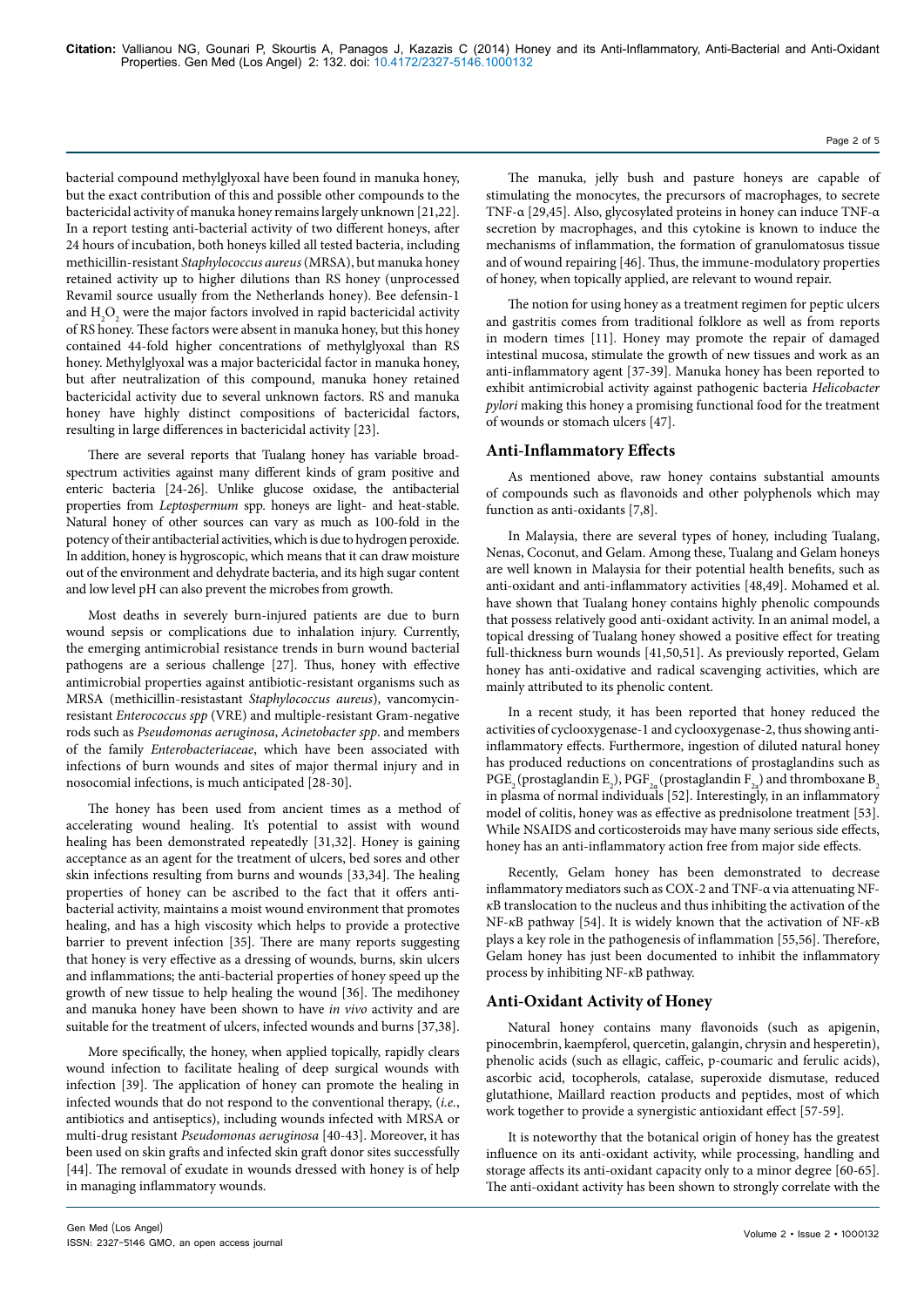bacterial compound methylglyoxal have been found in manuka honey, but the exact contribution of this and possible other compounds to the bactericidal activity of manuka honey remains largely unknown [21,22]. In a report testing anti-bacterial activity of two different honeys, after 24 hours of incubation, both honeys killed all tested bacteria, including methicillin-resistant *Staphylococcus aureus* (MRSA), but manuka honey retained activity up to higher dilutions than RS honey (unprocessed Revamil source usually from the Netherlands honey). Bee defensin-1 and $H_2O_2$ were the major factors involved in rapid bactericidal activity of RS honey. These factors were absent in manuka honey, but this honey contained 44-fold higher concentrations of methylglyoxal than RS honey. Methylglyoxal was a major bactericidal factor in manuka honey, but after neutralization of this compound, manuka honey retained bactericidal activity due to several unknown factors. RS and manuka honey have highly distinct compositions of bactericidal factors, resulting in large differences in bactericidal activity [23].

There are several reports that Tualang honey has variable broad-spectrum activities against many different kinds of gram positive and enteric bacteria [24-26]. Unlike glucose oxidase, the antibacterial properties from *Leptospermum* spp. honeys are light- and heat-stable. Natural honey of other sources can vary as much as 100-fold in the potency of their antibacterial activities, which is due to hydrogen peroxide. In addition, honey is hygroscopic, which means that it can draw moisture out of the environment and dehydrate bacteria, and its high sugar content and low level pH can also prevent the microbes from growth.

Most deaths in severely burn-injured patients are due to burn wound sepsis or complications due to inhalation injury. Currently, the emerging antimicrobial resistance trends in burn wound bacterial pathogens are a serious challenge [27]. Thus, honey with effective antimicrobial properties against antibiotic-resistant organisms such as MRSA (methicillin-resistastant *Staphylococcus aureus*), vancomycin-resistant *Enterococcus spp* (VRE) and multiple-resistant Gram-negative rods such as *Pseudomonas aeruginosa*, *Acinetobacter spp*. and members of the family *Enterobacteriaceae*, which have been associated with infections of burn wounds and sites of major thermal injury and in nosocomial infections, is much anticipated [28-30].

The honey has been used from ancient times as a method of accelerating wound healing. It's potential to assist with wound healing has been demonstrated repeatedly [31,32]. Honey is gaining acceptance as an agent for the treatment of ulcers, bed sores and other skin infections resulting from burns and wounds [33,34]. The healing properties of honey can be ascribed to the fact that it offers anti-bacterial activity, maintains a moist wound environment that promotes healing, and has a high viscosity which helps to provide a protective barrier to prevent infection [35]. There are many reports suggesting that honey is very effective as a dressing of wounds, burns, skin ulcers and inflammations; the anti-bacterial properties of honey speed up the growth of new tissue to help healing the wound [36]. The medihoney and manuka honey have been shown to have *in vivo* activity and are suitable for the treatment of ulcers, infected wounds and burns [37,38].

More specifically, the honey, when applied topically, rapidly clears wound infection to facilitate healing of deep surgical wounds with infection [39]. The application of honey can promote the healing in infected wounds that do not respond to the conventional therapy, (*i.e.*, antibiotics and antiseptics), including wounds infected with MRSA or multi-drug resistant *Pseudomonas aeruginosa* [40-43]. Moreover, it has been used on skin grafts and infected skin graft donor sites successfully [44]. The removal of exudate in wounds dressed with honey is of help in managing inflammatory wounds.

The manuka, jelly bush and pasture honeys are capable of stimulating the monocytes, the precursors of macrophages, to secrete TNF-α [29,45]. Also, glycosylated proteins in honey can induce TNF-α secretion by macrophages, and this cytokine is known to induce the mechanisms of inflammation, the formation of granulomatosus tissue and of wound repairing [46]. Thus, the immune-modulatory properties of honey, when topically applied, are relevant to wound repair.

The notion for using honey as a treatment regimen for peptic ulcers and gastritis comes from traditional folklore as well as from reports in modern times [11]. Honey may promote the repair of damaged intestinal mucosa, stimulate the growth of new tissues and work as an anti-inflammatory agent [37-39]. Manuka honey has been reported to exhibit antimicrobial activity against pathogenic bacteria *Helicobacter pylori* making this honey a promising functional food for the treatment of wounds or stomach ulcers [47].

## Anti-Inflammatory Effects

As mentioned above, raw honey contains substantial amounts of compounds such as flavonoids and other polyphenols which may function as anti-oxidants [7,8].

In Malaysia, there are several types of honey, including Tualang, Nenas, Coconut, and Gelam. Among these, Tualang and Gelam honeys are well known in Malaysia for their potential health benefits, such as anti-oxidant and anti-inflammatory activities [48,49]. Mohamed et al. have shown that Tualang honey contains highly phenolic compounds that possess relatively good anti-oxidant activity. In an animal model, a topical dressing of Tualang honey showed a positive effect for treating full-thickness burn wounds [41,50,51]. As previously reported, Gelam honey has anti-oxidative and radical scavenging activities, which are mainly attributed to its phenolic content.

In a recent study, it has been reported that honey reduced the activities of cyclooxygenase-1 and cyclooxygenase-2, thus showing anti-inflammatory effects. Furthermore, ingestion of diluted natural honey has produced reductions on concentrations of prostaglandins such as $PGE_2$ (prostaglandin $E_2$), $PGF_{2\alpha}$ (prostaglandin $F_{2\alpha}$) and thromboxane $B_2$ in plasma of normal individuals [52]. Interestingly, in an inflammatory model of colitis, honey was as effective as prednisolone treatment [53]. While NSAIDS and corticosteroids may have many serious side effects, honey has an anti-inflammatory action free from major side effects.

Recently, Gelam honey has been demonstrated to decrease inflammatory mediators such as COX-2 and TNF-α via attenuating NF-κB translocation to the nucleus and thus inhibiting the activation of the NF-κB pathway [54]. It is widely known that the activation of NF-κB plays a key role in the pathogenesis of inflammation [55,56]. Therefore, Gelam honey has just been documented to inhibit the inflammatory process by inhibiting NF-κB pathway.

## Anti-Oxidant Activity of Honey

Natural honey contains many flavonoids (such as apigenin, pinocembrin, kaempferol, quercetin, galangin, chrysin and hesperetin), phenolic acids (such as ellagic, caffeic, p-coumaric and ferulic acids), ascorbic acid, tocopherols, catalase, superoxide dismutase, reduced glutathione, Maillard reaction products and peptides, most of which work together to provide a synergistic antioxidant effect [57-59].

It is noteworthy that the botanical origin of honey has the greatest influence on its anti-oxidant activity, while processing, handling and storage affects its anti-oxidant capacity only to a minor degree [60-65]. The anti-oxidant activity has been shown to strongly correlate with the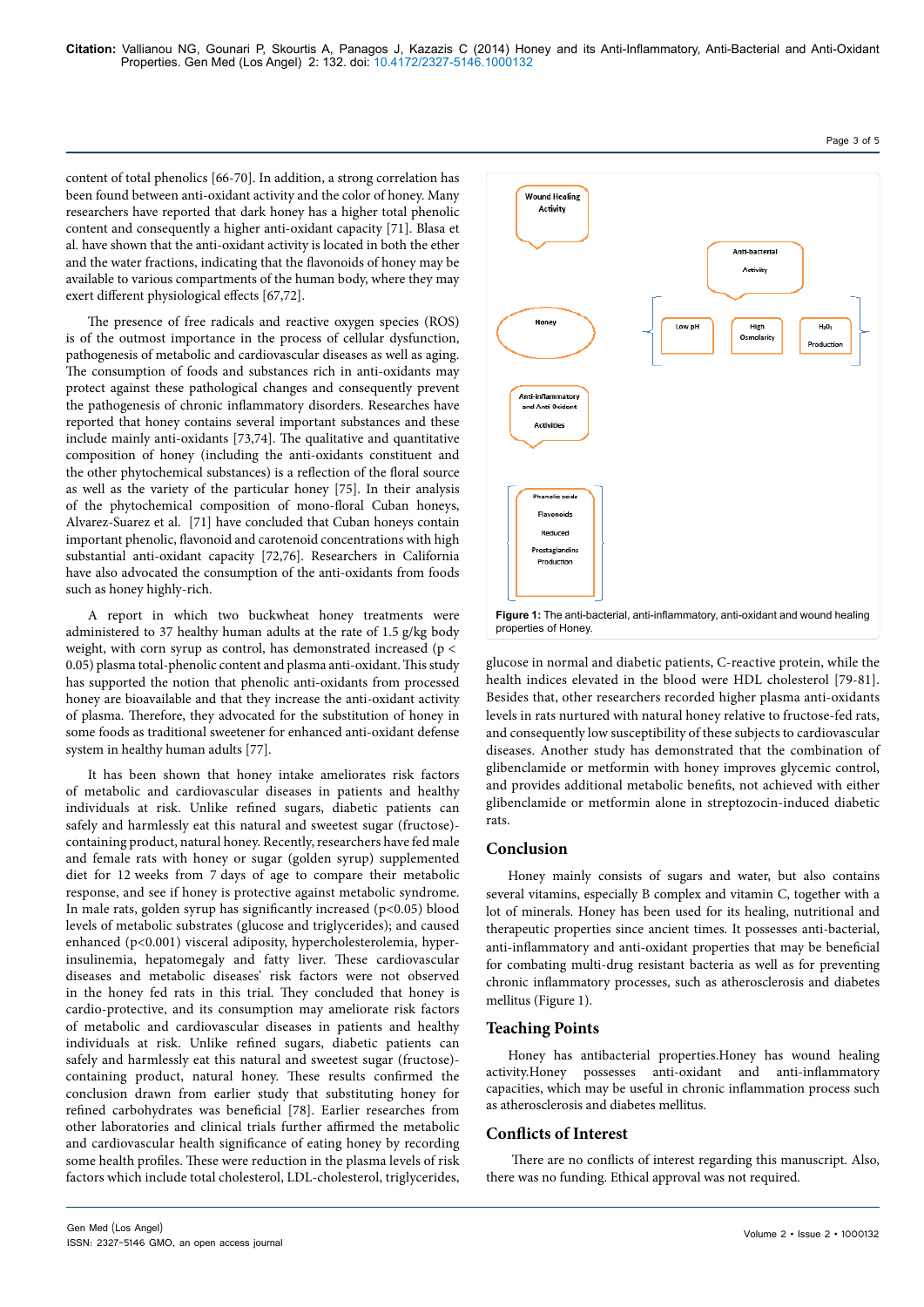content of total phenolics [66-70]. In addition, a strong correlation has been found between anti-oxidant activity and the color of honey. Many researchers have reported that dark honey has a higher total phenolic content and consequently a higher anti-oxidant capacity [71]. Blasa et al. have shown that the anti-oxidant activity is located in both the ether and the water fractions, indicating that the flavonoids of honey may be available to various compartments of the human body, where they may exert different physiological effects [67,72].

The presence of free radicals and reactive oxygen species (ROS) is of the outmost importance in the process of cellular dysfunction, pathogenesis of metabolic and cardiovascular diseases as well as aging. The consumption of foods and substances rich in anti-oxidants may protect against these pathological changes and consequently prevent the pathogenesis of chronic inflammatory disorders. Researches have reported that honey contains several important substances and these include mainly anti-oxidants [73,74]. The qualitative and quantitative composition of honey (including the anti-oxidants constituent and the other phytochemical substances) is a reflection of the floral source as well as the variety of the particular honey [75]. In their analysis of the phytochemical composition of mono-floral Cuban honeys, Alvarez-Suarez et al. [71] have concluded that Cuban honeys contain important phenolic, flavonoid and carotenoid concentrations with high substantial anti-oxidant capacity [72,76]. Researchers in California have also advocated the consumption of the anti-oxidants from foods such as honey highly-rich.

A report in which two buckwheat honey treatments were administered to 37 healthy human adults at the rate of 1.5 g/kg body weight, with corn syrup as control, has demonstrated increased ($p < 0.05$) plasma total-phenolic content and plasma anti-oxidant. This study has supported the notion that phenolic anti-oxidants from processed honey are bioavailable and that they increase the anti-oxidant activity of plasma. Therefore, they advocated for the substitution of honey in some foods as traditional sweetener for enhanced anti-oxidant defense system in healthy human adults [77].

It has been shown that honey intake ameliorates risk factors of metabolic and cardiovascular diseases in patients and healthy individuals at risk. Unlike refined sugars, diabetic patients can safely and harmlessly eat this natural and sweetest sugar (fructose)-containing product, natural honey. Recently, researchers have fed male and female rats with honey or sugar (golden syrup) supplemented diet for 12 weeks from 7 days of age to compare their metabolic response, and see if honey is protective against metabolic syndrome. In male rats, golden syrup has significantly increased ($p<0.05$) blood levels of metabolic substrates (glucose and triglycerides); and caused enhanced ($p<0.001$) visceral adiposity, hypercholesterolemia, hyper-insulinemia, hepatomegaly and fatty liver. These cardiovascular diseases and metabolic diseases' risk factors were not observed in the honey fed rats in this trial. They concluded that honey is cardio-protective, and its consumption may ameliorate risk factors of metabolic and cardiovascular diseases in patients and healthy individuals at risk. Unlike refined sugars, diabetic patients can safely and harmlessly eat this natural and sweetest sugar (fructose)-containing product, natural honey. These results confirmed the conclusion drawn from earlier study that substituting honey for refined carbohydrates was beneficial [78]. Earlier researches from other laboratories and clinical trials further affirmed the metabolic and cardiovascular health significance of eating honey by recording some health profiles. These were reduction in the plasma levels of risk factors which include total cholesterol, LDL-cholesterol, triglycerides, glucose in normal and diabetic patients, C-reactive protein, while the health indices elevated in the blood were HDL cholesterol [79-81]. Besides that, other researchers recorded higher plasma anti-oxidants levels in rats nurtured with natural honey relative to fructose-fed rats, and consequently low susceptibility of these subjects to cardiovascular diseases. Another study has demonstrated that the combination of glibenclamide or metformin with honey improves glycemic control, and provides additional metabolic benefits, not achieved with either glibenclamide or metformin alone in streptozocin-induced diabetic rats.

Wound Healing Activity

Anti-bacterial Activity

Honey

Low pH

High Osmolarity

$H_2O_2$ Production

Anti-Inflammatory and Anti Oxidant Activities

Phenolic acids

Flavonoids

Reduced Prostaglandins Production

**Figure 1:** The anti-bacterial, anti-inflammatory, anti-oxidant and wound healing properties of Honey.

## Conclusion

Honey mainly consists of sugars and water, but also contains several vitamins, especially B complex and vitamin C, together with a lot of minerals. Honey has been used for its healing, nutritional and therapeutic properties since ancient times. It possesses anti-bacterial, anti-inflammatory and anti-oxidant properties that may be beneficial for combating multi-drug resistant bacteria as well as for preventing chronic inflammatory processes, such as atherosclerosis and diabetes mellitus (Figure 1).

## Teaching Points

Honey has antibacterial properties.Honey has wound healing activity.Honey possesses anti-oxidant and anti-inflammatory capacities, which may be useful in chronic inflammation process such as atherosclerosis and diabetes mellitus.

## Conflicts of Interest

There are no conflicts of interest regarding this manuscript. Also, there was no funding. Ethical approval was not required.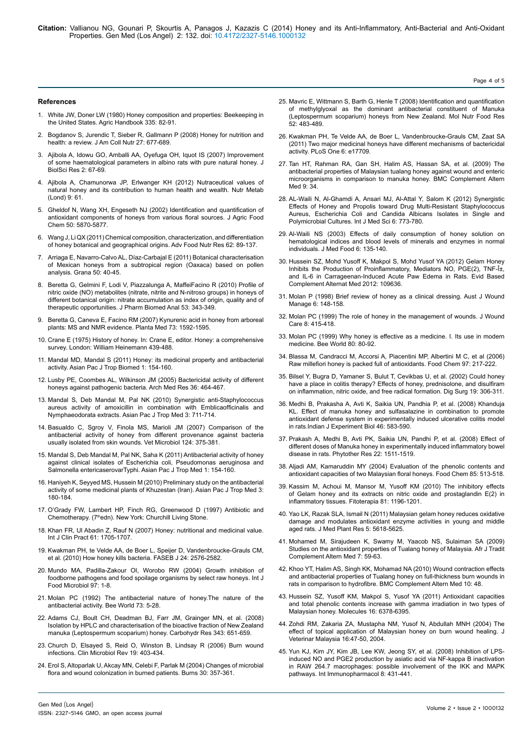## References

1. White JW, Doner LW (1980) Honey composition and properties: Beekeeping in the United States. Agric Handbook 335: 82-91.
2. Bogdanov S, Jurendic T, Sieber R, Gallmann P (2008) Honey for nutrition and health: a review. J Am Coll Nutr 27: 677-689.
3. Ajibola A, Idowu GO, Amballi AA, Oyefuga OH, Iquot IS (2007) Improvement of some haematological parameters in albino rats with pure natural honey. J BiolSci Res 2: 67-69.
4. Ajibola A, Chamunorwa JP, Erlwanger KH (2012) Nutraceutical values of natural honey and its contribution to human health and wealth. Nutr Metab (Lond) 9: 61.
5. Gheldof N, Wang XH, Engeseth NJ (2002) Identification and quantification of antioxidant components of honeys from various floral sources. J Agric Food Chem 50: 5870-5877.
6. Wang J, Li QX (2011) Chemical composition, characterization, and differentiation of honey botanical and geographical origins. Adv Food Nutr Res 62: 89-137.
7. Arriaga E, Navarro-Calvo AL, Díaz-Carbajal E (2011) Botanical characterisation of Mexican honeys from a subtropical region (Oaxaca) based on pollen analysis. Grana 50: 40-45.
8. Beretta G, Gelmini F, Lodi V, Piazzalunga A, MaffeiFacino R (2010) Profile of nitric oxide (NO) metabolites (nitrate, nitrite and N-nitroso groups) in honeys of different botanical origin: nitrate accumulation as index of origin, quality and of therapeutic opportunities. J Pharm Biomed Anal 53: 343-349.
9. Beretta G, Caneva E, Facino RM (2007) Kynurenic acid in honey from arboreal plants: MS and NMR evidence. Planta Med 73: 1592-1595.
10. Crane E (1975) History of honey. In: Crane E, editor. Honey: a comprehensive survey. London: William Heinemann 439-488.
11. Mandal MD, Mandal S (2011) Honey: its medicinal property and antibacterial activity. Asian Pac J Trop Biomed 1: 154-160.
12. Lusby PE, Coombes AL, Wilkinson JM (2005) Bactericidal activity of different honeys against pathogenic bacteria. Arch Med Res 36: 464-467.
13. Mandal S, Deb Mandal M, Pal NK (2010) Synergistic anti-Staphylococcus aureus activity of amoxicillin in combination with Emblicaofficinalis and Nymphaeodorata extracts. Asian Pac J Trop Med 3: 711-714.
14. Basualdo C, Sgroy V, Finola MS, Marioli JM (2007) Comparison of the antibacterial activity of honey from different provenance against bacteria usually isolated from skin wounds. Vet Microbiol 124: 375-381.
15. Mandal S, Deb Mandal M, Pal NK, Saha K (2011) Antibacterial activity of honey against clinical isolates of Escherichia coli, Pseudomonas aeruginosa and Salmonella entericaserovarTyphi. Asian Pac J Trop Med 1: 154-160.
16. Haniyeh K, Seyyed MS, Hussein M (2010) Preliminary study on the antibacterial activity of some medicinal plants of Khuzestan (Iran). Asian Pac J Trop Med 3: 180-184.
17. O'Grady FW, Lambert HP, Finch RG, Greenwood D (1997) Antibiotic and Chemotherapy. (7thedn). New York: Churchill Living Stone.
18. Khan FR, Ul Abadin Z, Rauf N (2007) Honey: nutritional and medicinal value. Int J Clin Pract 61: 1705-1707.
19. Kwakman PH, te Velde AA, de Boer L, Speijer D, Vandenbroucke-Grauls CM, et al. (2010) How honey kills bacteria. FASEB J 24: 2576-2582.
20. Mundo MA, Padilla-Zakour OI, Worobo RW (2004) Growth inhibition of foodborne pathogens and food spoilage organisms by select raw honeys. Int J Food Microbiol 97: 1-8.
21. Molan PC (1992) The antibacterial nature of honey.The nature of the antibacterial activity. Bee World 73: 5-28.
22. Adams CJ, Boult CH, Deadman BJ, Farr JM, Grainger MN, et al. (2008) Isolation by HPLC and characterisation of the bioactive fraction of New Zealand manuka (Leptospermum scoparium) honey. Carbohydr Res 343: 651-659.
23. Church D, Elsayed S, Reid O, Winston B, Lindsay R (2006) Burn wound infections. Clin Microbiol Rev 19: 403-434.
24. Erol S, Altoparlak U, Akcay MN, Celebi F, Parlak M (2004) Changes of microbial flora and wound colonization in burned patients. Burns 30: 357-361.
25. Mavric E, Wittmann S, Barth G, Henle T (2008) Identification and quantification of methylglyoxal as the dominant antibacterial constituent of Manuka (Leptospermum scoparium) honeys from New Zealand. Mol Nutr Food Res 52: 483-489.
26. Kwakman PH, Te Velde AA, de Boer L, Vandenbroucke-Grauls CM, Zaat SA (2011) Two major medicinal honeys have different mechanisms of bactericidal activity. PLoS One 6: e17709.
27. Tan HT, Rahman RA, Gan SH, Halim AS, Hassan SA, et al. (2009) The antibacterial properties of Malaysian tualang honey against wound and enteric microorganisms in comparison to manuka honey. BMC Complement Altern Med 9: 34.
28. AL-Waili N, Al-Ghamdi A, Ansari MJ, Al-Attal Y, Salom K (2012) Synergistic Effects of Honey and Propolis toward Drug Multi-Resistant Staphylococcus Aureus, Escherichia Coli and Candida Albicans Isolates in Single and Polymicrobial Cultures. Int J Med Sci 6: 773-780.
29. Al-Waili NS (2003) Effects of daily consumption of honey solution on hematological indices and blood levels of minerals and enzymes in normal individuals. J Med Food 6: 135-140.
30. Hussein SZ, Mohd Yusoff K, Makpol S, Mohd Yusof YA (2012) Gelam Honey Inhibits the Production of Proinflammatory, Mediators NO, PGE(2), TNF-Î±, and IL-6 in Carrageenan-Induced Acute Paw Edema in Rats. Evid Based Complement Alternat Med 2012: 109636.
31. Molan P (1998) Brief review of honey as a clinical dressing. Aust J Wound Manage 6: 148-158.
32. Molan PC (1999) The role of honey in the management of wounds. J Wound Care 8: 415-418.
33. Molan PC (1999) Why honey is effective as a medicine. I. Its use in modern medicine. Bee World 80: 80-92.
34. Blassa M, Candracci M, Accorsi A, Piacentini MP, Albertini M C, et al (2006) Raw millefiori honey is packed full of antioxidants. Food Chem 97: 217-222.
35. Bilsel Y, Bugra D, Yamaner S, Bulut T, Cevikbas U, et al. (2002) Could honey have a place in colitis therapy? Effects of honey, prednisolone, and disulfiram on inflammation, nitric oxide, and free radical formation. Dig Surg 19: 306-311.
36. Medhi B, Prakasha A, Avti K, Saikia UN, Pandhia P, et al. (2008) Khanduja KL. Effect of manuka honey and sulfasalazine in combination to promote antioxidant defense system in experimentally induced ulcerative colitis model in rats.Indian J Experiment Biol 46: 583-590.
37. Prakash A, Medhi B, Avti PK, Saikia UN, Pandhi P, et al. (2008) Effect of different doses of Manuka honey in experimentally induced inflammatory bowel disease in rats. Phytother Res 22: 1511-1519.
38. Aljadi AM, Kamaruddin MY (2004) Evaluation of the phenolic contents and antioxidant capacities of two Malaysian floral honeys. Food Chem 85: 513-518.
39. Kassim M, Achoui M, Mansor M, Yusoff KM (2010) The inhibitory effects of Gelam honey and its extracts on nitric oxide and prostaglandin E(2) in inflammatory tissues. Fitoterapia 81: 1196-1201.
40. Yao LK, Razak SLA, Ismail N (2011) Malaysian gelam honey reduces oxidative damage and modulates antioxidant enzyme activities in young and middle aged rats. J Med Plant Res 5: 5618-5625.
41. Mohamed M, Sirajudeen K, Swamy M, Yaacob NS, Sulaiman SA (2009) Studies on the antioxidant properties of Tualang honey of Malaysia. Afr J Tradit Complement Altern Med 7: 59-63.
42. Khoo YT, Halim AS, Singh KK, Mohamad NA (2010) Wound contraction effects and antibacterial properties of Tualang honey on full-thickness burn wounds in rats in comparison to hydrofibre. BMC Complement Altern Med 10: 48.
43. Hussein SZ, Yusoff KM, Makpol S, Yusof YA (2011) Antioxidant capacities and total phenolic contents increase with gamma irradiation in two types of Malaysian honey. Molecules 16: 6378-6395.
44. Zohdi RM, Zakaria ZA, Mustapha NM, Yusof N, Abdullah MNH (2004) The effect of topical application of Malaysian honey on burn wound healing. J Veterinar Malaysia 16:47-50, 2004.
45. Yun KJ, Kim JY, Kim JB, Lee KW, Jeong SY, et al. (2008) Inhibition of LPS-induced NO and PGE2 production by asiatic acid via NF-kappa B inactivation in RAW 264.7 macrophages: possible involvement of the IKK and MAPK pathways. Int Immunopharmacol 8: 431-441.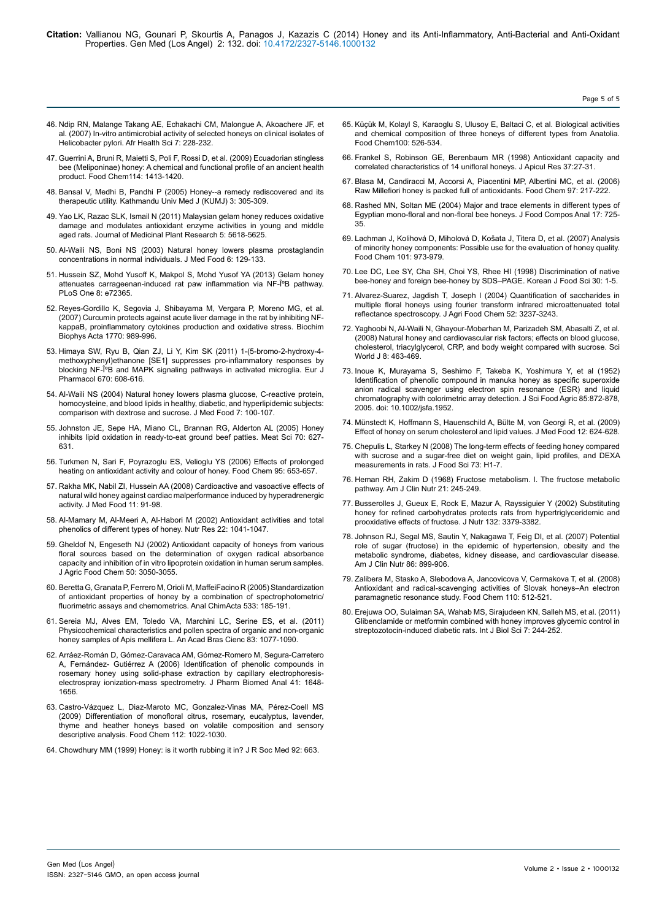46. Ndip RN, Malange Takang AE, Echakachi CM, Malongue A, Akoachere JF, et al. (2007) In-vitro antimicrobial activity of selected honeys on clinical isolates of Helicobacter pylori. Afr Health Sci 7: 228-232.

47. Guerrini A, Bruni R, Maietti S, Poli F, Rossi D, et al. (2009) Ecuadorian stingless bee (Meliponinae) honey: A chemical and functional profile of an ancient health product. Food Chem114: 1413-1420.

48. Bansal V, Medhi B, Pandhi P (2005) Honey--a remedy rediscovered and its therapeutic utility. Kathmandu Univ Med J (KUMJ) 3: 305-309.

49. Yao LK, Razac SLK, Ismail N (2011) Malaysian gelam honey reduces oxidative damage and modulates antioxidant enzyme activities in young and middle aged rats. Journal of Medicinal Plant Research 5: 5618-5625.

50. Al-Waili NS, Boni NS (2003) Natural honey lowers plasma prostaglandin concentrations in normal individuals. J Med Food 6: 129-133.

51. Hussein SZ, Mohd Yusoff K, Makpol S, Mohd Yusof YA (2013) Gelam honey attenuates carrageenan-induced rat paw inflammation via NF-Î°B pathway. PLoS One 8: e72365.

52. Reyes-Gordillo K, Segovia J, Shibayama M, Vergara P, Moreno MG, et al. (2007) Curcumin protects against acute liver damage in the rat by inhibiting NF-kappaB, proinflammatory cytokines production and oxidative stress. Biochim Biophys Acta 1770: 989-996.

53. Himaya SW, Ryu B, Qian ZJ, Li Y, Kim SK (2011) 1-(5-bromo-2-hydroxy-4-methoxyphenyl)ethanone [SE1] suppresses pro-inflammatory responses by blocking NF-Î°B and MAPK signaling pathways in activated microglia. Eur J Pharmacol 670: 608-616.

54. Al-Waili NS (2004) Natural honey lowers plasma glucose, C-reactive protein, homocysteine, and blood lipids in healthy, diabetic, and hyperlipidemic subjects: comparison with dextrose and sucrose. J Med Food 7: 100-107.

55. Johnston JE, Sepe HA, Miano CL, Brannan RG, Alderton AL (2005) Honey inhibits lipid oxidation in ready-to-eat ground beef patties. Meat Sci 70: 627-631.

56. Turkmen N, Sari F, Poyrazoglu ES, Velioglu YS (2006) Effects of prolonged heating on antioxidant activity and colour of honey. Food Chem 95: 653-657.

57. Rakha MK, Nabil ZI, Hussein AA (2008) Cardioactive and vasoactive effects of natural wild honey against cardiac malperformance induced by hyperadrenergic activity. J Med Food 11: 91-98.

58. Al-Mamary M, Al-Meeri A, Al-Habori M (2002) Antioxidant activities and total phenolics of different types of honey. Nutr Res 22: 1041-1047.

59. Gheldof N, Engeseth NJ (2002) Antioxidant capacity of honeys from various floral sources based on the determination of oxygen radical absorbance capacity and inhibition of in vitro lipoprotein oxidation in human serum samples. J Agric Food Chem 50: 3050-3055.

60. Beretta G, Granata P, Ferrero M, Orioli M, MaffeiFacino R (2005) Standardization of antioxidant properties of honey by a combination of spectrophotometric/fluorimetric assays and chemometrics. Anal ChimActa 533: 185-191.

61. Sereia MJ, Alves EM, Toledo VA, Marchini LC, Serine ES, et al. (2011) Physicochemical characteristics and pollen spectra of organic and non-organic honey samples of Apis mellifera L. An Acad Bras Cienc 83: 1077-1090.

62. Arráez-Román D, Gómez-Caravaca AM, Gómez-Romero M, Segura-Carretero A, Fernández- Gutiérrez A (2006) Identification of phenolic compounds in rosemary honey using solid-phase extraction by capillary electrophoresis-electrospray ionization-mass spectrometry. J Pharm Biomed Anal 41: 1648-1656.

63. Castro-Vázquez L, Diaz-Maroto MC, Gonzalez-Vinas MA, Pérez-Coell MS (2009) Differentiation of monofloral citrus, rosemary, eucalyptus, lavender, thyme and heather honeys based on volatile composition and sensory descriptive analysis. Food Chem 112: 1022-1030.

64. Chowdhury MM (1999) Honey: is it worth rubbing it in? J R Soc Med 92: 663.

65. Küçük M, Kolayl S, Karaoglu S, Ulusoy E, Baltaci C, et al. Biological activities and chemical composition of three honeys of different types from Anatolia. Food Chem100: 526-534.

66. Frankel S, Robinson GE, Berenbaum MR (1998) Antioxidant capacity and correlated characteristics of 14 unifloral honeys. J Apicul Res 37:27-31.

67. Blasa M, Candiracci M, Accorsi A, Piacentini MP, Albertini MC, et al. (2006) Raw Millefiori honey is packed full of antioxidants. Food Chem 97: 217-222.

68. Rashed MN, Soltan ME (2004) Major and trace elements in different types of Egyptian mono-floral and non-floral bee honeys. J Food Compos Anal 17: 725-35.

69. Lachman J, Kolihová D, Miholová D, Košata J, Titera D, et al. (2007) Analysis of minority honey components: Possible use for the evaluation of honey quality. Food Chem 101: 973-979.

70. Lee DC, Lee SY, Cha SH, Choi YS, Rhee HI (1998) Discrimination of native bee-honey and foreign bee-honey by SDS–PAGE. Korean J Food Sci 30: 1-5.

71. Alvarez-Suarez, Jagdish T, Joseph I (2004) Quantification of saccharides in multiple floral honeys using fourier transform infrared microattenuated total reflectance spectroscopy. J Agri Food Chem 52: 3237-3243.

72. Yaghoobi N, Al-Waili N, Ghayour-Mobarhan M, Parizadeh SM, Abasalti Z, et al. (2008) Natural honey and cardiovascular risk factors; effects on blood glucose, cholesterol, triacylglycerol, CRP, and body weight compared with sucrose. Sci World J 8: 463-469.

73. Inoue K, Murayarna S, Seshimo F, Takeba K, Yoshimura Y, et al (1952) Identification of phenolic compound in manuka honey as specific superoxide anion radical scavenger using electron spin resonance (ESR) and liquid chromatography with colorimetric array detection. J Sci Food Agric 85:872-878, 2005. doi: 10.1002/jsfa.1952.

74. Münstedt K, Hoffmann S, Hauenschild A, Bülte M, von Georgi R, et al. (2009) Effect of honey on serum cholesterol and lipid values. J Med Food 12: 624-628.

75. Chepulis L, Starkey N (2008) The long-term effects of feeding honey compared with sucrose and a sugar-free diet on weight gain, lipid profiles, and DEXA measurements in rats. J Food Sci 73: H1-7.

76. Heman RH, Zakim D (1968) Fructose metabolism. I. The fructose metabolic pathway. Am J Clin Nutr 21: 245-249.

77. Busserolles J, Gueux E, Rock E, Mazur A, Rayssiguier Y (2002) Substituting honey for refined carbohydrates protects rats from hypertriglyceridemic and prooxidative effects of fructose. J Nutr 132: 3379-3382.

78. Johnson RJ, Segal MS, Sautin Y, Nakagawa T, Feig DI, et al. (2007) Potential role of sugar (fructose) in the epidemic of hypertension, obesity and the metabolic syndrome, diabetes, kidney disease, and cardiovascular disease. Am J Clin Nutr 86: 899-906.

79. Zalibera M, Stasko A, Slebodova A, Jancovicova V, Cermakova T, et al. (2008) Antioxidant and radical-scavenging activities of Slovak honeys–An electron paramagnetic resonance study. Food Chem 110: 512-521.

80. Erejuwa OO, Sulaiman SA, Wahab MS, Sirajudeen KN, Salleh MS, et al. (2011) Glibenclamide or metformin combined with honey improves glycemic control in streptozotocin-induced diabetic rats. Int J Biol Sci 7: 244-252.